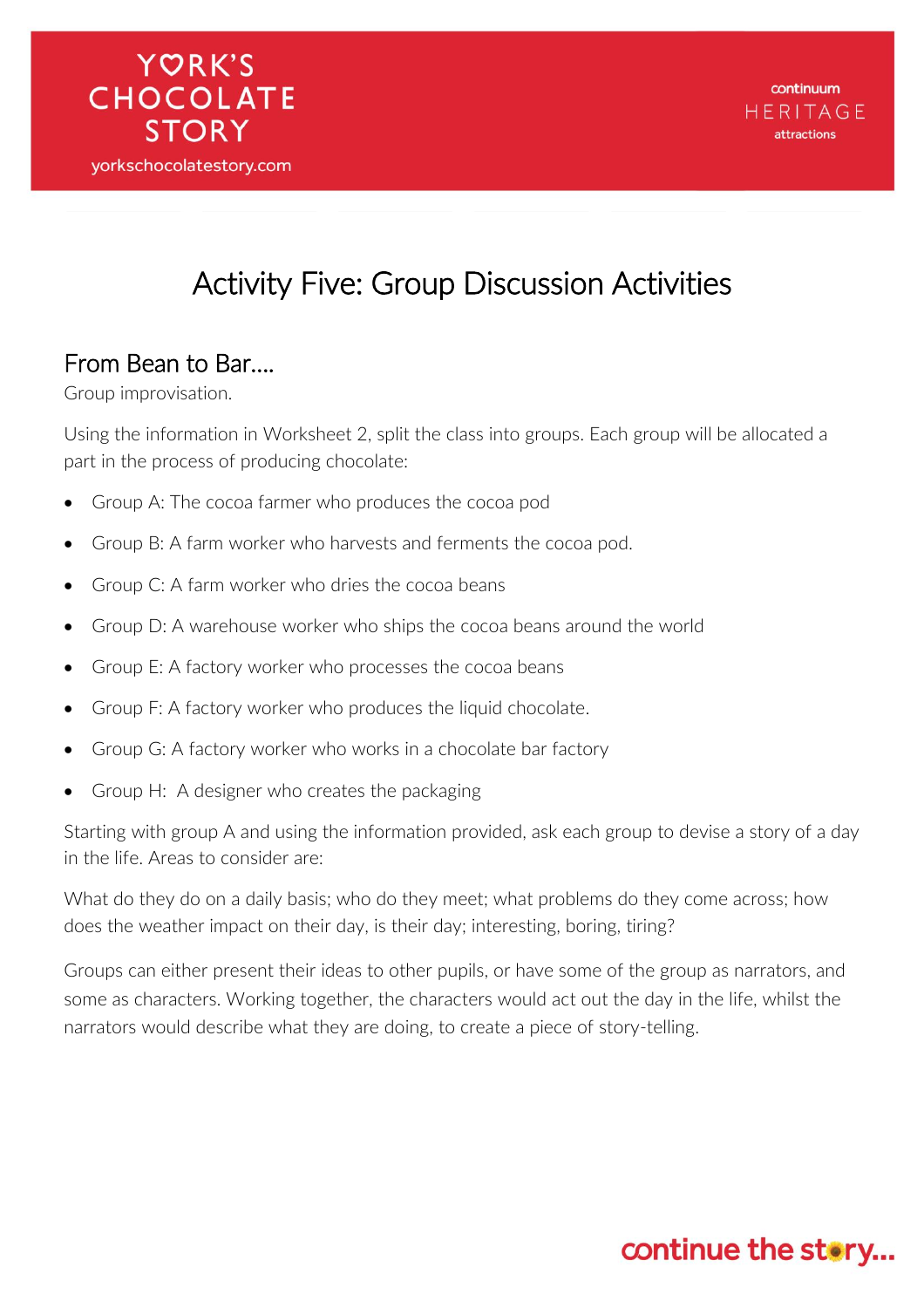# Activity Five: Group Discussion Activities

## From Bean to Bar….

Group improvisation.

Using the information in Worksheet 2, split the class into groups. Each group will be allocated a part in the process of producing chocolate:

- Group A: The cocoa farmer who produces the cocoa pod
- Group B: A farm worker who harvests and ferments the cocoa pod.
- Group C: A farm worker who dries the cocoa beans
- Group D: A warehouse worker who ships the cocoa beans around the world
- Group E: A factory worker who processes the cocoa beans
- Group F: A factory worker who produces the liquid chocolate.
- Group G: A factory worker who works in a chocolate bar factory
- Group H: A designer who creates the packaging

Starting with group A and using the information provided, ask each group to devise a story of a day in the life. Areas to consider are:

What do they do on a daily basis; who do they meet; what problems do they come across; how does the weather impact on their day, is their day; interesting, boring, tiring?

Groups can either present their ideas to other pupils, or have some of the group as narrators, and some as characters. Working together, the characters would act out the day in the life, whilst the narrators would describe what they are doing, to create a piece of story-telling.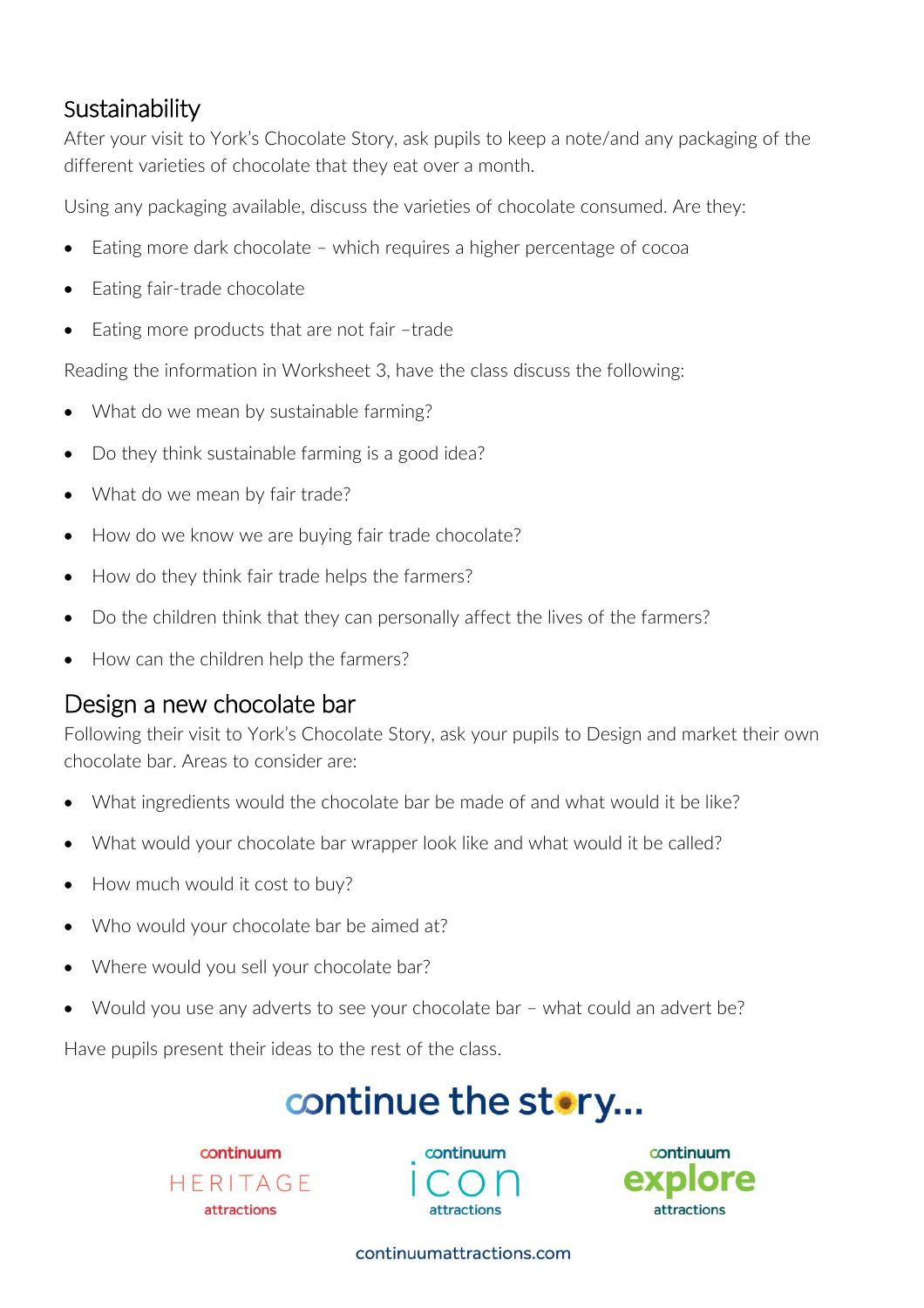## Sustainability

After your visit to York's Chocolate Story, ask pupils to keep a note/and any packaging of the different varieties of chocolate that they eat over a month.

Using any packaging available, discuss the varieties of chocolate consumed. Are they:

- Eating more dark chocolate – which requires a higher percentage of cocoa
- Eating fair-trade chocolate
- Eating more products that are not fair –trade

Reading the information in Worksheet 3, have the class discuss the following:

- What do we mean by sustainable farming?
- Do they think sustainable farming is a good idea?
- What do we mean by fair trade?
- How do we know we are buying fair trade chocolate?
- How do they think fair trade helps the farmers?
- Do the children think that they can personally affect the lives of the farmers?
- How can the children help the farmers?

## Design a new chocolate bar

Following their visit to York's Chocolate Story, ask your pupils to Design and market their own chocolate bar. Areas to consider are:

- What ingredients would the chocolate bar be made of and what would it be like?
- What would your chocolate bar wrapper look like and what would it be called?
- How much would it cost to buy?
- Who would your chocolate bar be aimed at?
- Where would you sell your chocolate bar?
- Would you use any adverts to see your chocolate bar – what could an advert be?

Have pupils present their ideas to the rest of the class.

continue the story...

continuum HERITAGE attractions

continuum icon attractions

continuum explore attractions

continuumattractions.com